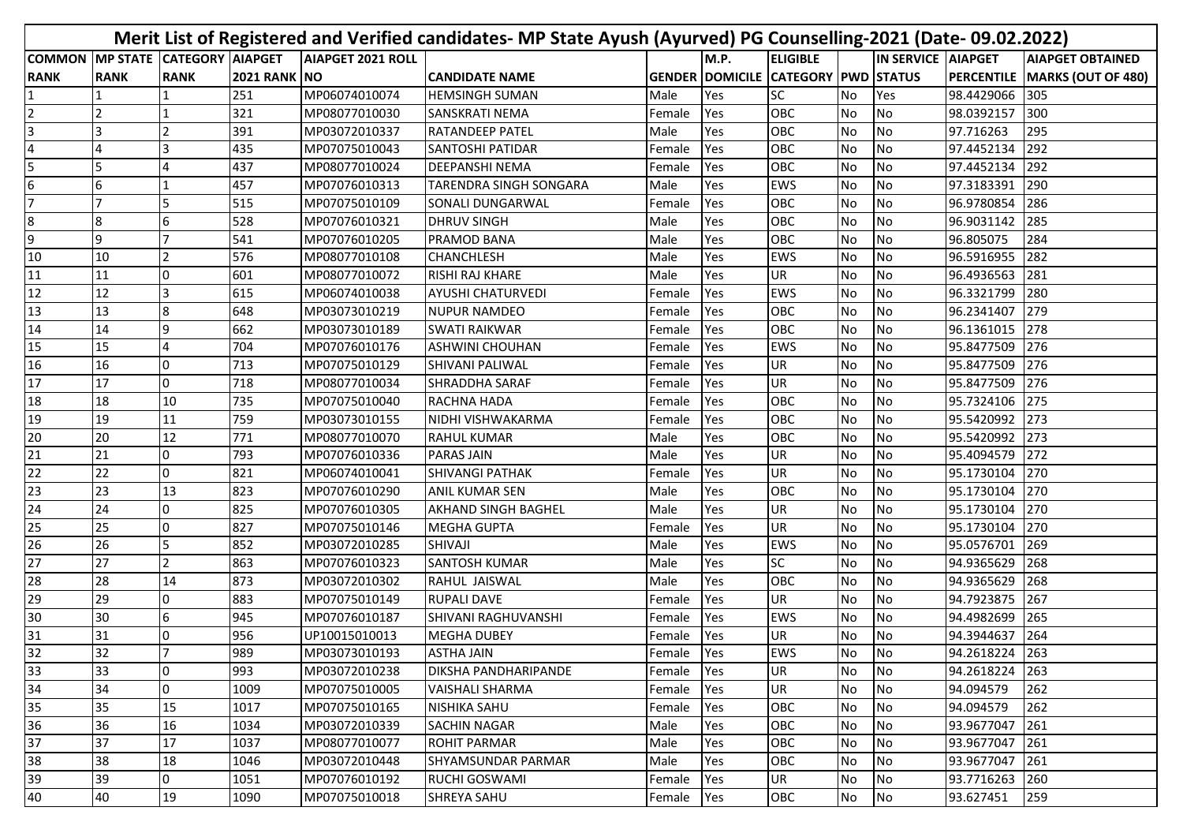# Merit List of Registered and Verified candidates- MP State Ayush (Ayurved) PG Counselling-2021 (Date- 09.02.2022)

| COMMON RANK | MP STATE RANK | CATEGORY RANK | AIAPGET 2021 RANK | AIAPGET 2021 ROLL NO | CANDIDATE NAME | GENDER | M.P. DOMICILE | ELIGIBLE CATEGORY | PWD | IN SERVICE STATUS | AIAPGET PERCENTILE | AIAPGET OBTAINED MARKS (OUT OF 480) |
|---|---|---|---|---|---|---|---|---|---|---|---|---|
| 1 | 1 | 1 | 251 | MP06074010074 | HEMSINGH SUMAN | Male | Yes | SC | No | Yes | 98.4429066 | 305 |
| 2 | 2 | 1 | 321 | MP08077010030 | SANSKRATI NEMA | Female | Yes | OBC | No | No | 98.0392157 | 300 |
| 3 | 3 | 2 | 391 | MP03072010337 | RATANDEEP PATEL | Male | Yes | OBC | No | No | 97.716263 | 295 |
| 4 | 4 | 3 | 435 | MP07075010043 | SANTOSHI PATIDAR | Female | Yes | OBC | No | No | 97.4452134 | 292 |
| 5 | 5 | 4 | 437 | MP08077010024 | DEEPANSHI NEMA | Female | Yes | OBC | No | No | 97.4452134 | 292 |
| 6 | 6 | 1 | 457 | MP07076010313 | TARENDRA SINGH SONGARA | Male | Yes | EWS | No | No | 97.3183391 | 290 |
| 7 | 7 | 5 | 515 | MP07075010109 | SONALI DUNGARWAL | Female | Yes | OBC | No | No | 96.9780854 | 286 |
| 8 | 8 | 6 | 528 | MP07076010321 | DHRUV SINGH | Male | Yes | OBC | No | No | 96.9031142 | 285 |
| 9 | 9 | 7 | 541 | MP07076010205 | PRAMOD BANA | Male | Yes | OBC | No | No | 96.805075 | 284 |
| 10 | 10 | 2 | 576 | MP08077010108 | CHANCHLESH | Male | Yes | EWS | No | No | 96.5916955 | 282 |
| 11 | 11 | 0 | 601 | MP08077010072 | RISHI RAJ KHARE | Male | Yes | UR | No | No | 96.4936563 | 281 |
| 12 | 12 | 3 | 615 | MP06074010038 | AYUSHI CHATURVEDI | Female | Yes | EWS | No | No | 96.3321799 | 280 |
| 13 | 13 | 8 | 648 | MP03073010219 | NUPUR NAMDEO | Female | Yes | OBC | No | No | 96.2341407 | 279 |
| 14 | 14 | 9 | 662 | MP03073010189 | SWATI RAIKWAR | Female | Yes | OBC | No | No | 96.1361015 | 278 |
| 15 | 15 | 4 | 704 | MP07076010176 | ASHWINI CHOUHAN | Female | Yes | EWS | No | No | 95.8477509 | 276 |
| 16 | 16 | 0 | 713 | MP07075010129 | SHIVANI PALIWAL | Female | Yes | UR | No | No | 95.8477509 | 276 |
| 17 | 17 | 0 | 718 | MP08077010034 | SHRADDHA SARAF | Female | Yes | UR | No | No | 95.8477509 | 276 |
| 18 | 18 | 10 | 735 | MP07075010040 | RACHNA HADA | Female | Yes | OBC | No | No | 95.7324106 | 275 |
| 19 | 19 | 11 | 759 | MP03073010155 | NIDHI VISHWAKARMA | Female | Yes | OBC | No | No | 95.5420992 | 273 |
| 20 | 20 | 12 | 771 | MP08077010070 | RAHUL KUMAR | Male | Yes | OBC | No | No | 95.5420992 | 273 |
| 21 | 21 | 0 | 793 | MP07076010336 | PARAS JAIN | Male | Yes | UR | No | No | 95.4094579 | 272 |
| 22 | 22 | 0 | 821 | MP06074010041 | SHIVANGI PATHAK | Female | Yes | UR | No | No | 95.1730104 | 270 |
| 23 | 23 | 13 | 823 | MP07076010290 | ANIL KUMAR SEN | Male | Yes | OBC | No | No | 95.1730104 | 270 |
| 24 | 24 | 0 | 825 | MP07076010305 | AKHAND SINGH BAGHEL | Male | Yes | UR | No | No | 95.1730104 | 270 |
| 25 | 25 | 0 | 827 | MP07075010146 | MEGHA GUPTA | Female | Yes | UR | No | No | 95.1730104 | 270 |
| 26 | 26 | 5 | 852 | MP03072010285 | SHIVAJI | Male | Yes | EWS | No | No | 95.0576701 | 269 |
| 27 | 27 | 2 | 863 | MP07076010323 | SANTOSH KUMAR | Male | Yes | SC | No | No | 94.9365629 | 268 |
| 28 | 28 | 14 | 873 | MP03072010302 | RAHUL JAISWAL | Male | Yes | OBC | No | No | 94.9365629 | 268 |
| 29 | 29 | 0 | 883 | MP07075010149 | RUPALI DAVE | Female | Yes | UR | No | No | 94.7923875 | 267 |
| 30 | 30 | 6 | 945 | MP07076010187 | SHIVANI RAGHUVANSHI | Female | Yes | EWS | No | No | 94.4982699 | 265 |
| 31 | 31 | 0 | 956 | UP10015010013 | MEGHA DUBEY | Female | Yes | UR | No | No | 94.3944637 | 264 |
| 32 | 32 | 7 | 989 | MP03073010193 | ASTHA JAIN | Female | Yes | EWS | No | No | 94.2618224 | 263 |
| 33 | 33 | 0 | 993 | MP03072010238 | DIKSHA PANDHARIPANDE | Female | Yes | UR | No | No | 94.2618224 | 263 |
| 34 | 34 | 0 | 1009 | MP07075010005 | VAISHALI SHARMA | Female | Yes | UR | No | No | 94.094579 | 262 |
| 35 | 35 | 15 | 1017 | MP07075010165 | NISHIKA SAHU | Female | Yes | OBC | No | No | 94.094579 | 262 |
| 36 | 36 | 16 | 1034 | MP03072010339 | SACHIN NAGAR | Male | Yes | OBC | No | No | 93.9677047 | 261 |
| 37 | 37 | 17 | 1037 | MP08077010077 | ROHIT PARMAR | Male | Yes | OBC | No | No | 93.9677047 | 261 |
| 38 | 38 | 18 | 1046 | MP03072010448 | SHYAMSUNDAR PARMAR | Male | Yes | OBC | No | No | 93.9677047 | 261 |
| 39 | 39 | 0 | 1051 | MP07076010192 | RUCHI GOSWAMI | Female | Yes | UR | No | No | 93.7716263 | 260 |
| 40 | 40 | 19 | 1090 | MP07075010018 | SHREYA SAHU | Female | Yes | OBC | No | No | 93.627451 | 259 |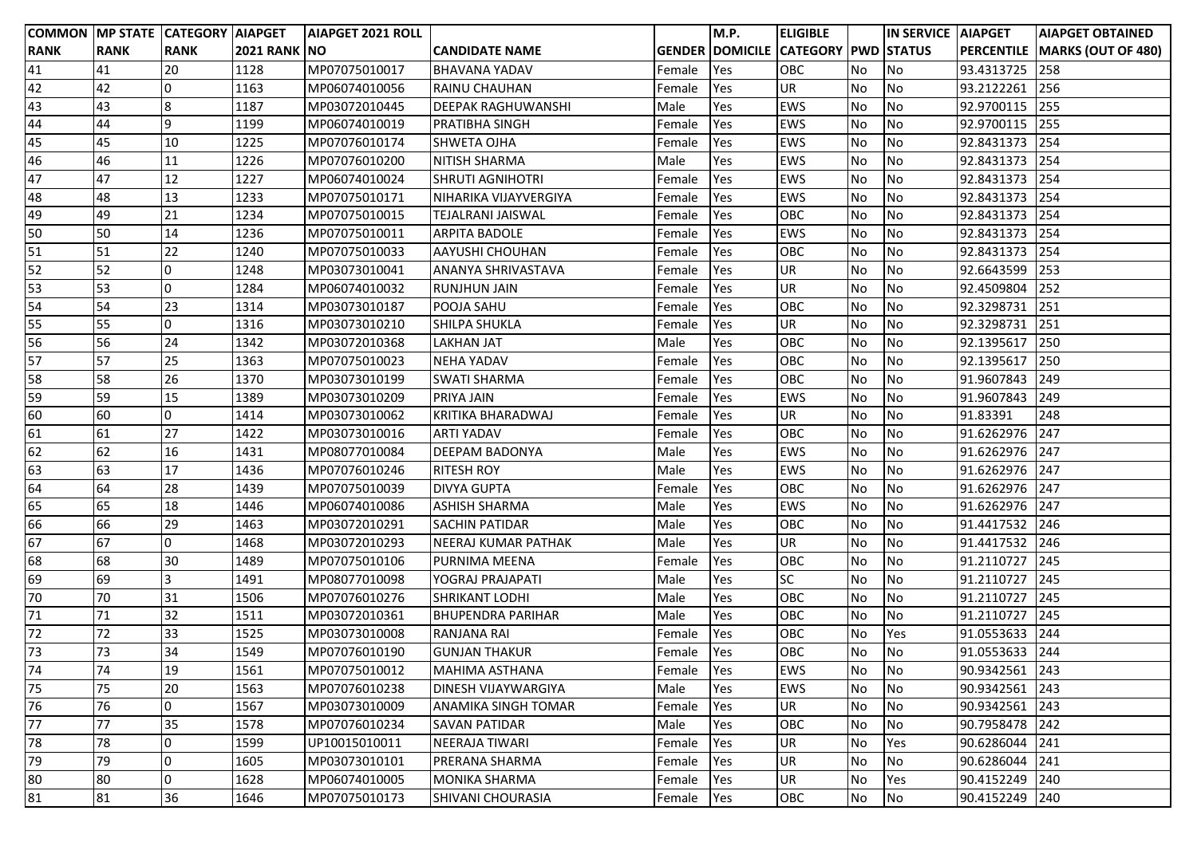| COMMON RANK | MP STATE RANK | CATEGORY RANK | AIAPGET 2021 RANK | AIAPGET 2021 ROLL NO | CANDIDATE NAME | GENDER | M.P. DOMICILE | ELIGIBLE CATEGORY | PWD | IN SERVICE STATUS | AIAPGET PERCENTILE | AIAPGET OBTAINED MARKS (OUT OF 480) |
|---|---|---|---|---|---|---|---|---|---|---|---|---|
| 41 | 41 | 20 | 1128 | MP07075010017 | BHAVANA YADAV | Female | Yes | OBC | No | No | 93.4313725 | 258 |
| 42 | 42 | 0 | 1163 | MP06074010056 | RAINU CHAUHAN | Female | Yes | UR | No | No | 93.2122261 | 256 |
| 43 | 43 | 8 | 1187 | MP03072010445 | DEEPAK RAGHUWANSHI | Male | Yes | EWS | No | No | 92.9700115 | 255 |
| 44 | 44 | 9 | 1199 | MP06074010019 | PRATIBHA SINGH | Female | Yes | EWS | No | No | 92.9700115 | 255 |
| 45 | 45 | 10 | 1225 | MP07076010174 | SHWETA OJHA | Female | Yes | EWS | No | No | 92.8431373 | 254 |
| 46 | 46 | 11 | 1226 | MP07076010200 | NITISH SHARMA | Male | Yes | EWS | No | No | 92.8431373 | 254 |
| 47 | 47 | 12 | 1227 | MP06074010024 | SHRUTI AGNIHOTRI | Female | Yes | EWS | No | No | 92.8431373 | 254 |
| 48 | 48 | 13 | 1233 | MP07075010171 | NIHARIKA VIJAYVERGIYA | Female | Yes | EWS | No | No | 92.8431373 | 254 |
| 49 | 49 | 21 | 1234 | MP07075010015 | TEJALRANI JAISWAL | Female | Yes | OBC | No | No | 92.8431373 | 254 |
| 50 | 50 | 14 | 1236 | MP07075010011 | ARPITA BADOLE | Female | Yes | EWS | No | No | 92.8431373 | 254 |
| 51 | 51 | 22 | 1240 | MP07075010033 | AAYUSHI CHOUHAN | Female | Yes | OBC | No | No | 92.8431373 | 254 |
| 52 | 52 | 0 | 1248 | MP03073010041 | ANANYA SHRIVASTAVA | Female | Yes | UR | No | No | 92.6643599 | 253 |
| 53 | 53 | 0 | 1284 | MP06074010032 | RUNJHUN JAIN | Female | Yes | UR | No | No | 92.4509804 | 252 |
| 54 | 54 | 23 | 1314 | MP03073010187 | POOJA SAHU | Female | Yes | OBC | No | No | 92.3298731 | 251 |
| 55 | 55 | 0 | 1316 | MP03073010210 | SHILPA SHUKLA | Female | Yes | UR | No | No | 92.3298731 | 251 |
| 56 | 56 | 24 | 1342 | MP03072010368 | LAKHAN JAT | Male | Yes | OBC | No | No | 92.1395617 | 250 |
| 57 | 57 | 25 | 1363 | MP07075010023 | NEHA YADAV | Female | Yes | OBC | No | No | 92.1395617 | 250 |
| 58 | 58 | 26 | 1370 | MP03073010199 | SWATI SHARMA | Female | Yes | OBC | No | No | 91.9607843 | 249 |
| 59 | 59 | 15 | 1389 | MP03073010209 | PRIYA JAIN | Female | Yes | EWS | No | No | 91.9607843 | 249 |
| 60 | 60 | 0 | 1414 | MP03073010062 | KRITIKA BHARADWAJ | Female | Yes | UR | No | No | 91.83391 | 248 |
| 61 | 61 | 27 | 1422 | MP03073010016 | ARTI YADAV | Female | Yes | OBC | No | No | 91.6262976 | 247 |
| 62 | 62 | 16 | 1431 | MP08077010084 | DEEPAM BADONYA | Male | Yes | EWS | No | No | 91.6262976 | 247 |
| 63 | 63 | 17 | 1436 | MP07076010246 | RITESH ROY | Male | Yes | EWS | No | No | 91.6262976 | 247 |
| 64 | 64 | 28 | 1439 | MP07075010039 | DIVYA GUPTA | Female | Yes | OBC | No | No | 91.6262976 | 247 |
| 65 | 65 | 18 | 1446 | MP06074010086 | ASHISH SHARMA | Male | Yes | EWS | No | No | 91.6262976 | 247 |
| 66 | 66 | 29 | 1463 | MP03072010291 | SACHIN PATIDAR | Male | Yes | OBC | No | No | 91.4417532 | 246 |
| 67 | 67 | 0 | 1468 | MP03072010293 | NEERAJ KUMAR PATHAK | Male | Yes | UR | No | No | 91.4417532 | 246 |
| 68 | 68 | 30 | 1489 | MP07075010106 | PURNIMA MEENA | Female | Yes | OBC | No | No | 91.2110727 | 245 |
| 69 | 69 | 3 | 1491 | MP08077010098 | YOGRAJ PRAJAPATI | Male | Yes | SC | No | No | 91.2110727 | 245 |
| 70 | 70 | 31 | 1506 | MP07076010276 | SHRIKANT LODHI | Male | Yes | OBC | No | No | 91.2110727 | 245 |
| 71 | 71 | 32 | 1511 | MP03072010361 | BHUPENDRA PARIHAR | Male | Yes | OBC | No | No | 91.2110727 | 245 |
| 72 | 72 | 33 | 1525 | MP03073010008 | RANJANA RAI | Female | Yes | OBC | No | Yes | 91.0553633 | 244 |
| 73 | 73 | 34 | 1549 | MP07076010190 | GUNJAN THAKUR | Female | Yes | OBC | No | No | 91.0553633 | 244 |
| 74 | 74 | 19 | 1561 | MP07075010012 | MAHIMA ASTHANA | Female | Yes | EWS | No | No | 90.9342561 | 243 |
| 75 | 75 | 20 | 1563 | MP07076010238 | DINESH VIJAYWARGIYA | Male | Yes | EWS | No | No | 90.9342561 | 243 |
| 76 | 76 | 0 | 1567 | MP03073010009 | ANAMIKA SINGH TOMAR | Female | Yes | UR | No | No | 90.9342561 | 243 |
| 77 | 77 | 35 | 1578 | MP07076010234 | SAVAN PATIDAR | Male | Yes | OBC | No | No | 90.7958478 | 242 |
| 78 | 78 | 0 | 1599 | UP10015010011 | NEERAJA TIWARI | Female | Yes | UR | No | Yes | 90.6286044 | 241 |
| 79 | 79 | 0 | 1605 | MP03073010101 | PRERANA SHARMA | Female | Yes | UR | No | No | 90.6286044 | 241 |
| 80 | 80 | 0 | 1628 | MP06074010005 | MONIKA SHARMA | Female | Yes | UR | No | Yes | 90.4152249 | 240 |
| 81 | 81 | 36 | 1646 | MP07075010173 | SHIVANI CHOURASIA | Female | Yes | OBC | No | No | 90.4152249 | 240 |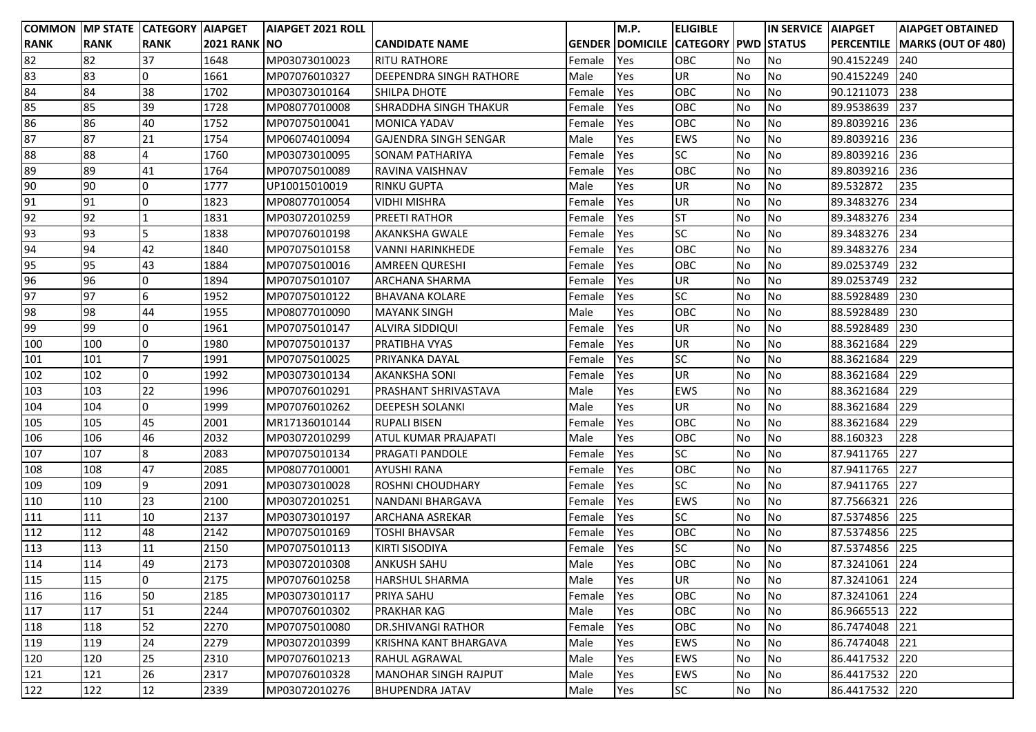| COMMON RANK | MP STATE RANK | CATEGORY RANK | AIAPGET 2021 RANK | AIAPGET 2021 ROLL NO | CANDIDATE NAME | GENDER | M.P. DOMICILE | ELIGIBLE CATEGORY | PWD | IN SERVICE STATUS | AIAPGET PERCENTILE | AIAPGET OBTAINED MARKS (OUT OF 480) |
|---|---|---|---|---|---|---|---|---|---|---|---|---|
| 82 | 82 | 37 | 1648 | MP03073010023 | RITU RATHORE | Female | Yes | OBC | No | No | 90.4152249 | 240 |
| 83 | 83 | 0 | 1661 | MP07076010327 | DEEPENDRA SINGH RATHORE | Male | Yes | UR | No | No | 90.4152249 | 240 |
| 84 | 84 | 38 | 1702 | MP03073010164 | SHILPA DHOTE | Female | Yes | OBC | No | No | 90.1211073 | 238 |
| 85 | 85 | 39 | 1728 | MP08077010008 | SHRADDHA SINGH THAKUR | Female | Yes | OBC | No | No | 89.9538639 | 237 |
| 86 | 86 | 40 | 1752 | MP07075010041 | MONICA YADAV | Female | Yes | OBC | No | No | 89.8039216 | 236 |
| 87 | 87 | 21 | 1754 | MP06074010094 | GAJENDRA SINGH SENGAR | Male | Yes | EWS | No | No | 89.8039216 | 236 |
| 88 | 88 | 4 | 1760 | MP03073010095 | SONAM PATHARIYA | Female | Yes | SC | No | No | 89.8039216 | 236 |
| 89 | 89 | 41 | 1764 | MP07075010089 | RAVINA VAISHNAV | Female | Yes | OBC | No | No | 89.8039216 | 236 |
| 90 | 90 | 0 | 1777 | UP10015010019 | RINKU GUPTA | Male | Yes | UR | No | No | 89.532872 | 235 |
| 91 | 91 | 0 | 1823 | MP08077010054 | VIDHI MISHRA | Female | Yes | UR | No | No | 89.3483276 | 234 |
| 92 | 92 | 1 | 1831 | MP03072010259 | PREETI RATHOR | Female | Yes | ST | No | No | 89.3483276 | 234 |
| 93 | 93 | 5 | 1838 | MP07076010198 | AKANKSHA GWALE | Female | Yes | SC | No | No | 89.3483276 | 234 |
| 94 | 94 | 42 | 1840 | MP07075010158 | VANNI HARINKHEDE | Female | Yes | OBC | No | No | 89.3483276 | 234 |
| 95 | 95 | 43 | 1884 | MP07075010016 | AMREEN QURESHI | Female | Yes | OBC | No | No | 89.0253749 | 232 |
| 96 | 96 | 0 | 1894 | MP07075010107 | ARCHANA SHARMA | Female | Yes | UR | No | No | 89.0253749 | 232 |
| 97 | 97 | 6 | 1952 | MP07075010122 | BHAVANA KOLARE | Female | Yes | SC | No | No | 88.5928489 | 230 |
| 98 | 98 | 44 | 1955 | MP08077010090 | MAYANK SINGH | Male | Yes | OBC | No | No | 88.5928489 | 230 |
| 99 | 99 | 0 | 1961 | MP07075010147 | ALVIRA SIDDIQUI | Female | Yes | UR | No | No | 88.5928489 | 230 |
| 100 | 100 | 0 | 1980 | MP07075010137 | PRATIBHA VYAS | Female | Yes | UR | No | No | 88.3621684 | 229 |
| 101 | 101 | 7 | 1991 | MP07075010025 | PRIYANKA DAYAL | Female | Yes | SC | No | No | 88.3621684 | 229 |
| 102 | 102 | 0 | 1992 | MP03073010134 | AKANKSHA SONI | Female | Yes | UR | No | No | 88.3621684 | 229 |
| 103 | 103 | 22 | 1996 | MP07076010291 | PRASHANT SHRIVASTAVA | Male | Yes | EWS | No | No | 88.3621684 | 229 |
| 104 | 104 | 0 | 1999 | MP07076010262 | DEEPESH SOLANKI | Male | Yes | UR | No | No | 88.3621684 | 229 |
| 105 | 105 | 45 | 2001 | MR17136010144 | RUPALI BISEN | Female | Yes | OBC | No | No | 88.3621684 | 229 |
| 106 | 106 | 46 | 2032 | MP03072010299 | ATUL KUMAR PRAJAPATI | Male | Yes | OBC | No | No | 88.160323 | 228 |
| 107 | 107 | 8 | 2083 | MP07075010134 | PRAGATI PANDOLE | Female | Yes | SC | No | No | 87.9411765 | 227 |
| 108 | 108 | 47 | 2085 | MP08077010001 | AYUSHI RANA | Female | Yes | OBC | No | No | 87.9411765 | 227 |
| 109 | 109 | 9 | 2091 | MP03073010028 | ROSHNI CHOUDHARY | Female | Yes | SC | No | No | 87.9411765 | 227 |
| 110 | 110 | 23 | 2100 | MP03072010251 | NANDANI BHARGAVA | Female | Yes | EWS | No | No | 87.7566321 | 226 |
| 111 | 111 | 10 | 2137 | MP03073010197 | ARCHANA ASREKAR | Female | Yes | SC | No | No | 87.5374856 | 225 |
| 112 | 112 | 48 | 2142 | MP07075010169 | TOSHI BHAVSAR | Female | Yes | OBC | No | No | 87.5374856 | 225 |
| 113 | 113 | 11 | 2150 | MP07075010113 | KIRTI SISODIYA | Female | Yes | SC | No | No | 87.5374856 | 225 |
| 114 | 114 | 49 | 2173 | MP03072010308 | ANKUSH SAHU | Male | Yes | OBC | No | No | 87.3241061 | 224 |
| 115 | 115 | 0 | 2175 | MP07076010258 | HARSHUL SHARMA | Male | Yes | UR | No | No | 87.3241061 | 224 |
| 116 | 116 | 50 | 2185 | MP03073010117 | PRIYA SAHU | Female | Yes | OBC | No | No | 87.3241061 | 224 |
| 117 | 117 | 51 | 2244 | MP07076010302 | PRAKHAR KAG | Male | Yes | OBC | No | No | 86.9665513 | 222 |
| 118 | 118 | 52 | 2270 | MP07075010080 | DR.SHIVANGI RATHOR | Female | Yes | OBC | No | No | 86.7474048 | 221 |
| 119 | 119 | 24 | 2279 | MP03072010399 | KRISHNA KANT BHARGAVA | Male | Yes | EWS | No | No | 86.7474048 | 221 |
| 120 | 120 | 25 | 2310 | MP07076010213 | RAHUL AGRAWAL | Male | Yes | EWS | No | No | 86.4417532 | 220 |
| 121 | 121 | 26 | 2317 | MP07076010328 | MANOHAR SINGH RAJPUT | Male | Yes | EWS | No | No | 86.4417532 | 220 |
| 122 | 122 | 12 | 2339 | MP03072010276 | BHUPENDRA JATAV | Male | Yes | SC | No | No | 86.4417532 | 220 |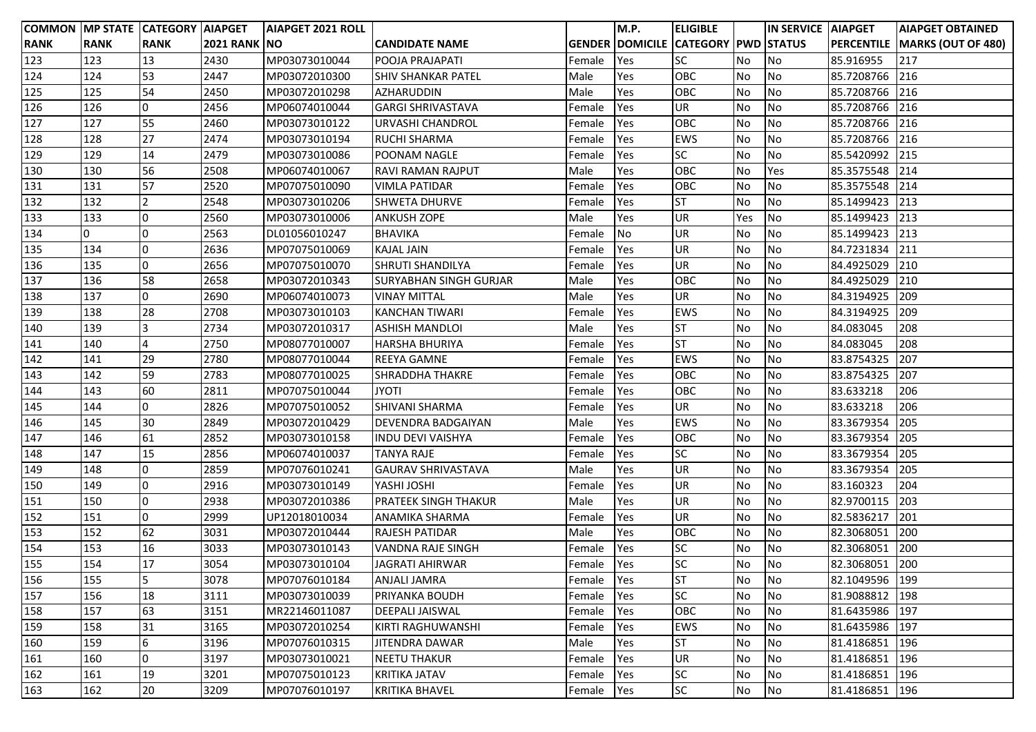| COMMON RANK | MP STATE RANK | CATEGORY RANK | AIAPGET 2021 RANK | AIAPGET 2021 ROLL NO | CANDIDATE NAME | GENDER | M.P. DOMICILE | ELIGIBLE CATEGORY | PWD | IN SERVICE STATUS | AIAPGET PERCENTILE | AIAPGET OBTAINED MARKS (OUT OF 480) |
|---|---|---|---|---|---|---|---|---|---|---|---|---|
| 123 | 123 | 13 | 2430 | MP03073010044 | POOJA PRAJAPATI | Female | Yes | SC | No | No | 85.916955 | 217 |
| 124 | 124 | 53 | 2447 | MP03072010300 | SHIV SHANKAR PATEL | Male | Yes | OBC | No | No | 85.7208766 | 216 |
| 125 | 125 | 54 | 2450 | MP03072010298 | AZHARUDDIN | Male | Yes | OBC | No | No | 85.7208766 | 216 |
| 126 | 126 | 0 | 2456 | MP06074010044 | GARGI SHRIVASTAVA | Female | Yes | UR | No | No | 85.7208766 | 216 |
| 127 | 127 | 55 | 2460 | MP03073010122 | URVASHI CHANDROL | Female | Yes | OBC | No | No | 85.7208766 | 216 |
| 128 | 128 | 27 | 2474 | MP03073010194 | RUCHI SHARMA | Female | Yes | EWS | No | No | 85.7208766 | 216 |
| 129 | 129 | 14 | 2479 | MP03073010086 | POONAM NAGLE | Female | Yes | SC | No | No | 85.5420992 | 215 |
| 130 | 130 | 56 | 2508 | MP06074010067 | RAVI RAMAN RAJPUT | Male | Yes | OBC | No | Yes | 85.3575548 | 214 |
| 131 | 131 | 57 | 2520 | MP07075010090 | VIMLA PATIDAR | Female | Yes | OBC | No | No | 85.3575548 | 214 |
| 132 | 132 | 2 | 2548 | MP03073010206 | SHWETA DHURVE | Female | Yes | ST | No | No | 85.1499423 | 213 |
| 133 | 133 | 0 | 2560 | MP03073010006 | ANKUSH ZOPE | Male | Yes | UR | Yes | No | 85.1499423 | 213 |
| 134 | 0 | 0 | 2563 | DL01056010247 | BHAVIKA | Female | No | UR | No | No | 85.1499423 | 213 |
| 135 | 134 | 0 | 2636 | MP07075010069 | KAJAL JAIN | Female | Yes | UR | No | No | 84.7231834 | 211 |
| 136 | 135 | 0 | 2656 | MP07075010070 | SHRUTI SHANDILYA | Female | Yes | UR | No | No | 84.4925029 | 210 |
| 137 | 136 | 58 | 2658 | MP03072010343 | SURYABHAN SINGH GURJAR | Male | Yes | OBC | No | No | 84.4925029 | 210 |
| 138 | 137 | 0 | 2690 | MP06074010073 | VINAY MITTAL | Male | Yes | UR | No | No | 84.3194925 | 209 |
| 139 | 138 | 28 | 2708 | MP03073010103 | KANCHAN TIWARI | Female | Yes | EWS | No | No | 84.3194925 | 209 |
| 140 | 139 | 3 | 2734 | MP03072010317 | ASHISH MANDLOI | Male | Yes | ST | No | No | 84.083045 | 208 |
| 141 | 140 | 4 | 2750 | MP08077010007 | HARSHA BHURIYA | Female | Yes | ST | No | No | 84.083045 | 208 |
| 142 | 141 | 29 | 2780 | MP08077010044 | REEYA GAMNE | Female | Yes | EWS | No | No | 83.8754325 | 207 |
| 143 | 142 | 59 | 2783 | MP08077010025 | SHRADDHA THAKRE | Female | Yes | OBC | No | No | 83.8754325 | 207 |
| 144 | 143 | 60 | 2811 | MP07075010044 | JYOTI | Female | Yes | OBC | No | No | 83.633218 | 206 |
| 145 | 144 | 0 | 2826 | MP07075010052 | SHIVANI SHARMA | Female | Yes | UR | No | No | 83.633218 | 206 |
| 146 | 145 | 30 | 2849 | MP03072010429 | DEVENDRA BADGAIYAN | Male | Yes | EWS | No | No | 83.3679354 | 205 |
| 147 | 146 | 61 | 2852 | MP03073010158 | INDU DEVI VAISHYA | Female | Yes | OBC | No | No | 83.3679354 | 205 |
| 148 | 147 | 15 | 2856 | MP06074010037 | TANYA RAJE | Female | Yes | SC | No | No | 83.3679354 | 205 |
| 149 | 148 | 0 | 2859 | MP07076010241 | GAURAV SHRIVASTAVA | Male | Yes | UR | No | No | 83.3679354 | 205 |
| 150 | 149 | 0 | 2916 | MP03073010149 | YASHI JOSHI | Female | Yes | UR | No | No | 83.160323 | 204 |
| 151 | 150 | 0 | 2938 | MP03072010386 | PRATEEK SINGH THAKUR | Male | Yes | UR | No | No | 82.9700115 | 203 |
| 152 | 151 | 0 | 2999 | UP12018010034 | ANAMIKA SHARMA | Female | Yes | UR | No | No | 82.5836217 | 201 |
| 153 | 152 | 62 | 3031 | MP03072010444 | RAJESH PATIDAR | Male | Yes | OBC | No | No | 82.3068051 | 200 |
| 154 | 153 | 16 | 3033 | MP03073010143 | VANDNA RAJE SINGH | Female | Yes | SC | No | No | 82.3068051 | 200 |
| 155 | 154 | 17 | 3054 | MP03073010104 | JAGRATI AHIRWAR | Female | Yes | SC | No | No | 82.3068051 | 200 |
| 156 | 155 | 5 | 3078 | MP07076010184 | ANJALI JAMRA | Female | Yes | ST | No | No | 82.1049596 | 199 |
| 157 | 156 | 18 | 3111 | MP03073010039 | PRIYANKA BOUDH | Female | Yes | SC | No | No | 81.9088812 | 198 |
| 158 | 157 | 63 | 3151 | MR22146011087 | DEEPALI JAISWAL | Female | Yes | OBC | No | No | 81.6435986 | 197 |
| 159 | 158 | 31 | 3165 | MP03072010254 | KIRTI RAGHUWANSHI | Female | Yes | EWS | No | No | 81.6435986 | 197 |
| 160 | 159 | 6 | 3196 | MP07076010315 | JITENDRA DAWAR | Male | Yes | ST | No | No | 81.4186851 | 196 |
| 161 | 160 | 0 | 3197 | MP03073010021 | NEETU THAKUR | Female | Yes | UR | No | No | 81.4186851 | 196 |
| 162 | 161 | 19 | 3201 | MP07075010123 | KRITIKA JATAV | Female | Yes | SC | No | No | 81.4186851 | 196 |
| 163 | 162 | 20 | 3209 | MP07076010197 | KRITIKA BHAVEL | Female | Yes | SC | No | No | 81.4186851 | 196 |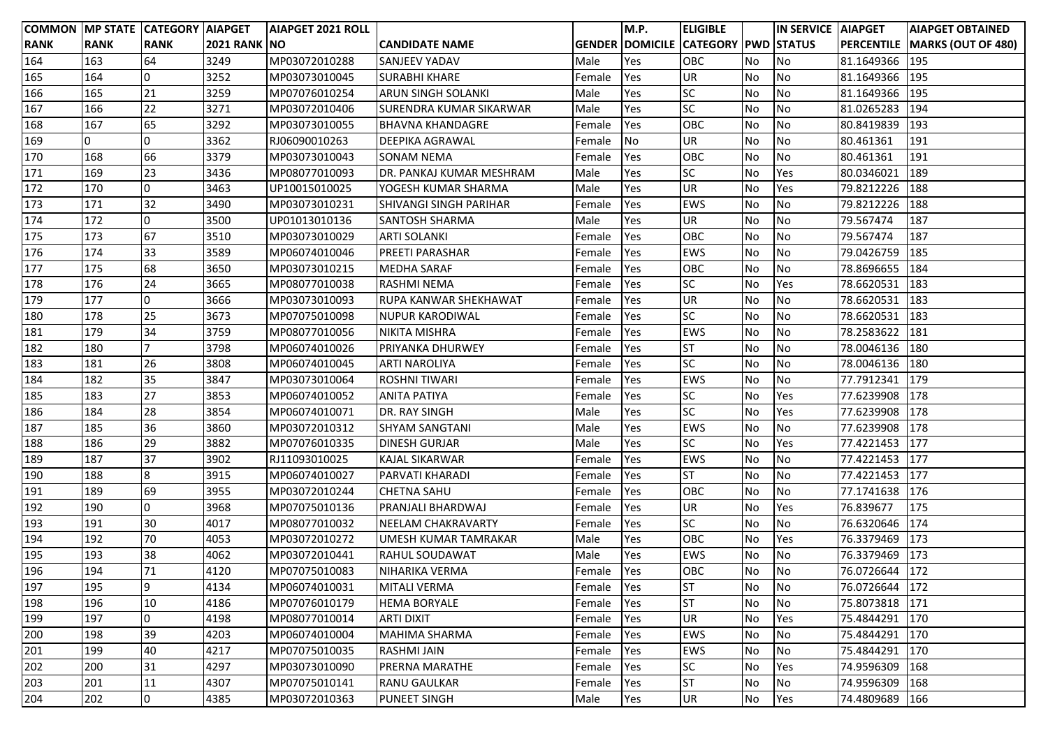| COMMON RANK | MP STATE RANK | CATEGORY RANK | AIAPGET 2021 RANK | AIAPGET 2021 ROLL NO | CANDIDATE NAME | GENDER | M.P. DOMICILE | ELIGIBLE CATEGORY | PWD | IN SERVICE STATUS | AIAPGET PERCENTILE | AIAPGET OBTAINED MARKS (OUT OF 480) |
|---|---|---|---|---|---|---|---|---|---|---|---|---|
| 164 | 163 | 64 | 3249 | MP03072010288 | SANJEEV YADAV | Male | Yes | OBC | No | No | 81.1649366 | 195 |
| 165 | 164 | 0 | 3252 | MP03073010045 | SURABHI KHARE | Female | Yes | UR | No | No | 81.1649366 | 195 |
| 166 | 165 | 21 | 3259 | MP07076010254 | ARUN SINGH SOLANKI | Male | Yes | SC | No | No | 81.1649366 | 195 |
| 167 | 166 | 22 | 3271 | MP03072010406 | SURENDRA KUMAR SIKARWAR | Male | Yes | SC | No | No | 81.0265283 | 194 |
| 168 | 167 | 65 | 3292 | MP03073010055 | BHAVNA KHANDAGRE | Female | Yes | OBC | No | No | 80.8419839 | 193 |
| 169 | 0 | 0 | 3362 | RJ06090010263 | DEEPIKA AGRAWAL | Female | No | UR | No | No | 80.461361 | 191 |
| 170 | 168 | 66 | 3379 | MP03073010043 | SONAM NEMA | Female | Yes | OBC | No | No | 80.461361 | 191 |
| 171 | 169 | 23 | 3436 | MP08077010093 | DR. PANKAJ KUMAR MESHRAM | Male | Yes | SC | No | Yes | 80.0346021 | 189 |
| 172 | 170 | 0 | 3463 | UP10015010025 | YOGESH KUMAR SHARMA | Male | Yes | UR | No | Yes | 79.8212226 | 188 |
| 173 | 171 | 32 | 3490 | MP03073010231 | SHIVANGI SINGH PARIHAR | Female | Yes | EWS | No | No | 79.8212226 | 188 |
| 174 | 172 | 0 | 3500 | UP01013010136 | SANTOSH SHARMA | Male | Yes | UR | No | No | 79.567474 | 187 |
| 175 | 173 | 67 | 3510 | MP03073010029 | ARTI SOLANKI | Female | Yes | OBC | No | No | 79.567474 | 187 |
| 176 | 174 | 33 | 3589 | MP06074010046 | PREETI PARASHAR | Female | Yes | EWS | No | No | 79.0426759 | 185 |
| 177 | 175 | 68 | 3650 | MP03073010215 | MEDHA SARAF | Female | Yes | OBC | No | No | 78.8696655 | 184 |
| 178 | 176 | 24 | 3665 | MP08077010038 | RASHMI NEMA | Female | Yes | SC | No | Yes | 78.6620531 | 183 |
| 179 | 177 | 0 | 3666 | MP03073010093 | RUPA KANWAR SHEKHAWAT | Female | Yes | UR | No | No | 78.6620531 | 183 |
| 180 | 178 | 25 | 3673 | MP07075010098 | NUPUR KARODIWAL | Female | Yes | SC | No | No | 78.6620531 | 183 |
| 181 | 179 | 34 | 3759 | MP08077010056 | NIKITA MISHRA | Female | Yes | EWS | No | No | 78.2583622 | 181 |
| 182 | 180 | 7 | 3798 | MP06074010026 | PRIYANKA DHURWEY | Female | Yes | ST | No | No | 78.0046136 | 180 |
| 183 | 181 | 26 | 3808 | MP06074010045 | ARTI NAROLIYA | Female | Yes | SC | No | No | 78.0046136 | 180 |
| 184 | 182 | 35 | 3847 | MP03073010064 | ROSHNI TIWARI | Female | Yes | EWS | No | No | 77.7912341 | 179 |
| 185 | 183 | 27 | 3853 | MP06074010052 | ANITA PATIYA | Female | Yes | SC | No | Yes | 77.6239908 | 178 |
| 186 | 184 | 28 | 3854 | MP06074010071 | DR. RAY SINGH | Male | Yes | SC | No | Yes | 77.6239908 | 178 |
| 187 | 185 | 36 | 3860 | MP03072010312 | SHYAM SANGTANI | Male | Yes | EWS | No | No | 77.6239908 | 178 |
| 188 | 186 | 29 | 3882 | MP07076010335 | DINESH GURJAR | Male | Yes | SC | No | Yes | 77.4221453 | 177 |
| 189 | 187 | 37 | 3902 | RJ11093010025 | KAJAL SIKARWAR | Female | Yes | EWS | No | No | 77.4221453 | 177 |
| 190 | 188 | 8 | 3915 | MP06074010027 | PARVATI KHARADI | Female | Yes | ST | No | No | 77.4221453 | 177 |
| 191 | 189 | 69 | 3955 | MP03072010244 | CHETNA SAHU | Female | Yes | OBC | No | No | 77.1741638 | 176 |
| 192 | 190 | 0 | 3968 | MP07075010136 | PRANJALI BHARDWAJ | Female | Yes | UR | No | Yes | 76.839677 | 175 |
| 193 | 191 | 30 | 4017 | MP08077010032 | NEELAM CHAKRAVARTY | Female | Yes | SC | No | No | 76.6320646 | 174 |
| 194 | 192 | 70 | 4053 | MP03072010272 | UMESH KUMAR TAMRAKAR | Male | Yes | OBC | No | Yes | 76.3379469 | 173 |
| 195 | 193 | 38 | 4062 | MP03072010441 | RAHUL SOUDAWAT | Male | Yes | EWS | No | No | 76.3379469 | 173 |
| 196 | 194 | 71 | 4120 | MP07075010083 | NIHARIKA VERMA | Female | Yes | OBC | No | No | 76.0726644 | 172 |
| 197 | 195 | 9 | 4134 | MP06074010031 | MITALI VERMA | Female | Yes | ST | No | No | 76.0726644 | 172 |
| 198 | 196 | 10 | 4186 | MP07076010179 | HEMA BORYALE | Female | Yes | ST | No | No | 75.8073818 | 171 |
| 199 | 197 | 0 | 4198 | MP08077010014 | ARTI DIXIT | Female | Yes | UR | No | Yes | 75.4844291 | 170 |
| 200 | 198 | 39 | 4203 | MP06074010004 | MAHIMA SHARMA | Female | Yes | EWS | No | No | 75.4844291 | 170 |
| 201 | 199 | 40 | 4217 | MP07075010035 | RASHMI JAIN | Female | Yes | EWS | No | No | 75.4844291 | 170 |
| 202 | 200 | 31 | 4297 | MP03073010090 | PRERNA MARATHE | Female | Yes | SC | No | Yes | 74.9596309 | 168 |
| 203 | 201 | 11 | 4307 | MP07075010141 | RANU GAULKAR | Female | Yes | ST | No | No | 74.9596309 | 168 |
| 204 | 202 | 0 | 4385 | MP03072010363 | PUNEET SINGH | Male | Yes | UR | No | Yes | 74.4809689 | 166 |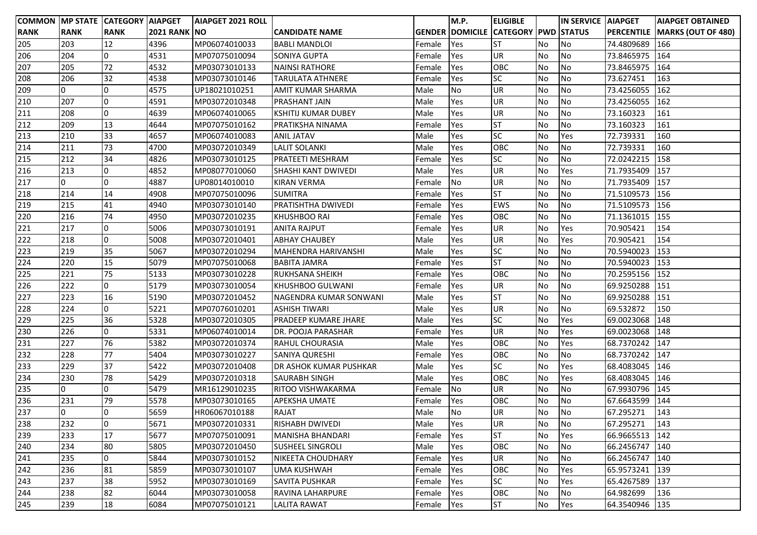| COMMON RANK | MP STATE RANK | CATEGORY RANK | AIAPGET 2021 RANK | AIAPGET 2021 ROLL NO | CANDIDATE NAME | GENDER | M.P. DOMICILE | ELIGIBLE CATEGORY | PWD | IN SERVICE STATUS | AIAPGET PERCENTILE | AIAPGET OBTAINED MARKS (OUT OF 480) |
|---|---|---|---|---|---|---|---|---|---|---|---|---|
| 205 | 203 | 12 | 4396 | MP06074010033 | BABLI MANDLOI | Female | Yes | ST | No | No | 74.4809689 | 166 |
| 206 | 204 | 0 | 4531 | MP07075010094 | SONIYA GUPTA | Female | Yes | UR | No | No | 73.8465975 | 164 |
| 207 | 205 | 72 | 4532 | MP03073010133 | NAINSI RATHORE | Female | Yes | OBC | No | No | 73.8465975 | 164 |
| 208 | 206 | 32 | 4538 | MP03073010146 | TARULATA ATHNERE | Female | Yes | SC | No | No | 73.627451 | 163 |
| 209 | 0 | 0 | 4575 | UP18021010251 | AMIT KUMAR SHARMA | Male | No | UR | No | No | 73.4256055 | 162 |
| 210 | 207 | 0 | 4591 | MP03072010348 | PRASHANT JAIN | Male | Yes | UR | No | No | 73.4256055 | 162 |
| 211 | 208 | 0 | 4639 | MP06074010065 | KSHITIJ KUMAR DUBEY | Male | Yes | UR | No | No | 73.160323 | 161 |
| 212 | 209 | 13 | 4644 | MP07075010162 | PRATIKSHA NINAMA | Female | Yes | ST | No | No | 73.160323 | 161 |
| 213 | 210 | 33 | 4657 | MP06074010083 | ANIL JATAV | Male | Yes | SC | No | Yes | 72.739331 | 160 |
| 214 | 211 | 73 | 4700 | MP03072010349 | LALIT SOLANKI | Male | Yes | OBC | No | No | 72.739331 | 160 |
| 215 | 212 | 34 | 4826 | MP03073010125 | PRATEETI MESHRAM | Female | Yes | SC | No | No | 72.0242215 | 158 |
| 216 | 213 | 0 | 4852 | MP08077010060 | SHASHI KANT DWIVEDI | Male | Yes | UR | No | Yes | 71.7935409 | 157 |
| 217 | 0 | 0 | 4887 | UP08014010010 | KIRAN VERMA | Female | No | UR | No | No | 71.7935409 | 157 |
| 218 | 214 | 14 | 4908 | MP07075010096 | SUMITRA | Female | Yes | ST | No | No | 71.5109573 | 156 |
| 219 | 215 | 41 | 4940 | MP03073010140 | PRATISHTHA DWIVEDI | Female | Yes | EWS | No | No | 71.5109573 | 156 |
| 220 | 216 | 74 | 4950 | MP03072010235 | KHUSHBOO RAI | Female | Yes | OBC | No | No | 71.1361015 | 155 |
| 221 | 217 | 0 | 5006 | MP03073010191 | ANITA RAJPUT | Female | Yes | UR | No | Yes | 70.905421 | 154 |
| 222 | 218 | 0 | 5008 | MP03072010401 | ABHAY CHAUBEY | Male | Yes | UR | No | Yes | 70.905421 | 154 |
| 223 | 219 | 35 | 5067 | MP03072010294 | MAHENDRA HARIVANSHI | Male | Yes | SC | No | No | 70.5940023 | 153 |
| 224 | 220 | 15 | 5079 | MP07075010068 | BABITA JAMRA | Female | Yes | ST | No | No | 70.5940023 | 153 |
| 225 | 221 | 75 | 5133 | MP03073010228 | RUKHSANA SHEIKH | Female | Yes | OBC | No | No | 70.2595156 | 152 |
| 226 | 222 | 0 | 5179 | MP03073010054 | KHUSHBOO GULWANI | Female | Yes | UR | No | No | 69.9250288 | 151 |
| 227 | 223 | 16 | 5190 | MP03072010452 | NAGENDRA KUMAR SONWANI | Male | Yes | ST | No | No | 69.9250288 | 151 |
| 228 | 224 | 0 | 5221 | MP07076010201 | ASHISH TIWARI | Male | Yes | UR | No | No | 69.532872 | 150 |
| 229 | 225 | 36 | 5328 | MP03072010305 | PRADEEP KUMARE JHARE | Male | Yes | SC | No | Yes | 69.0023068 | 148 |
| 230 | 226 | 0 | 5331 | MP06074010014 | DR. POOJA PARASHAR | Female | Yes | UR | No | Yes | 69.0023068 | 148 |
| 231 | 227 | 76 | 5382 | MP03072010374 | RAHUL CHOURASIA | Male | Yes | OBC | No | Yes | 68.7370242 | 147 |
| 232 | 228 | 77 | 5404 | MP03073010227 | SANIYA QURESHI | Female | Yes | OBC | No | No | 68.7370242 | 147 |
| 233 | 229 | 37 | 5422 | MP03072010408 | DR ASHOK KUMAR PUSHKAR | Male | Yes | SC | No | Yes | 68.4083045 | 146 |
| 234 | 230 | 78 | 5429 | MP03072010318 | SAURABH SINGH | Male | Yes | OBC | No | Yes | 68.4083045 | 146 |
| 235 | 0 | 0 | 5479 | MR16129010235 | RITOO VISHWAKARMA | Female | No | UR | No | No | 67.9930796 | 145 |
| 236 | 231 | 79 | 5578 | MP03073010165 | APEKSHA UMATE | Female | Yes | OBC | No | No | 67.6643599 | 144 |
| 237 | 0 | 0 | 5659 | HR06067010188 | RAJAT | Male | No | UR | No | No | 67.295271 | 143 |
| 238 | 232 | 0 | 5671 | MP03072010331 | RISHABH DWIVEDI | Male | Yes | UR | No | No | 67.295271 | 143 |
| 239 | 233 | 17 | 5677 | MP07075010091 | MANISHA BHANDARI | Female | Yes | ST | No | Yes | 66.9665513 | 142 |
| 240 | 234 | 80 | 5805 | MP03072010450 | SUSHEEL SINGROLI | Male | Yes | OBC | No | No | 66.2456747 | 140 |
| 241 | 235 | 0 | 5844 | MP03073010152 | NIKEETA CHOUDHARY | Female | Yes | UR | No | No | 66.2456747 | 140 |
| 242 | 236 | 81 | 5859 | MP03073010107 | UMA KUSHWAH | Female | Yes | OBC | No | Yes | 65.9573241 | 139 |
| 243 | 237 | 38 | 5952 | MP03073010169 | SAVITA PUSHKAR | Female | Yes | SC | No | Yes | 65.4267589 | 137 |
| 244 | 238 | 82 | 6044 | MP03073010058 | RAVINA LAHARPURE | Female | Yes | OBC | No | No | 64.982699 | 136 |
| 245 | 239 | 18 | 6084 | MP07075010121 | LALITA RAWAT | Female | Yes | ST | No | Yes | 64.3540946 | 135 |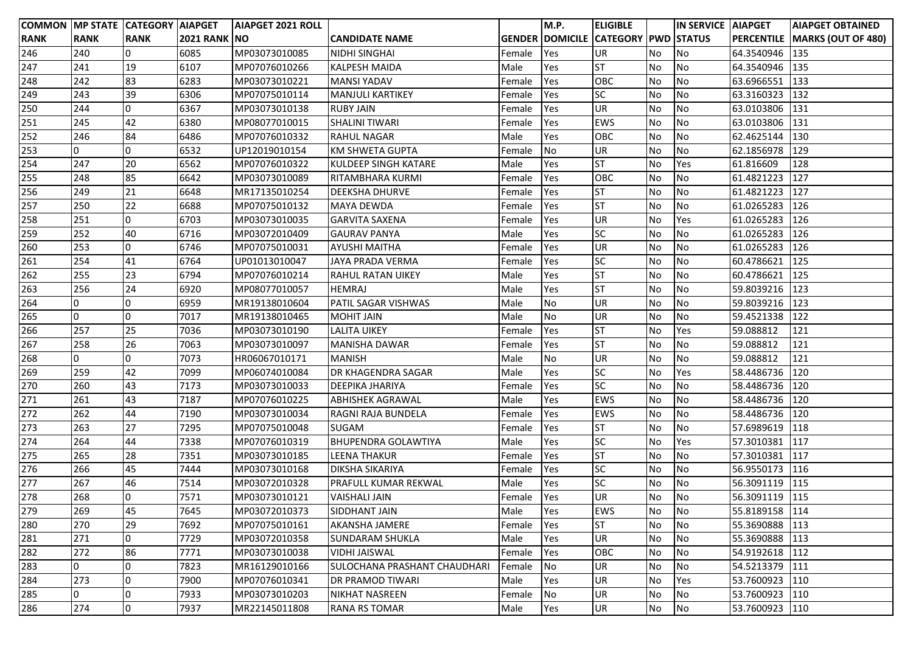| COMMON RANK | MP STATE RANK | CATEGORY RANK | AIAPGET 2021 RANK | AIAPGET 2021 ROLL NO | CANDIDATE NAME | GENDER | M.P. DOMICILE | ELIGIBLE CATEGORY | PWD | IN SERVICE STATUS | AIAPGET PERCENTILE | AIAPGET OBTAINED MARKS (OUT OF 480) |
|---|---|---|---|---|---|---|---|---|---|---|---|---|
| 246 | 240 | 0 | 6085 | MP03073010085 | NIDHI SINGHAI | Female | Yes | UR | No | No | 64.3540946 | 135 |
| 247 | 241 | 19 | 6107 | MP07076010266 | KALPESH MAIDA | Male | Yes | ST | No | No | 64.3540946 | 135 |
| 248 | 242 | 83 | 6283 | MP03073010221 | MANSI YADAV | Female | Yes | OBC | No | No | 63.6966551 | 133 |
| 249 | 243 | 39 | 6306 | MP07075010114 | MANJULI KARTIKEY | Female | Yes | SC | No | No | 63.3160323 | 132 |
| 250 | 244 | 0 | 6367 | MP03073010138 | RUBY JAIN | Female | Yes | UR | No | No | 63.0103806 | 131 |
| 251 | 245 | 42 | 6380 | MP08077010015 | SHALINI TIWARI | Female | Yes | EWS | No | No | 63.0103806 | 131 |
| 252 | 246 | 84 | 6486 | MP07076010332 | RAHUL NAGAR | Male | Yes | OBC | No | No | 62.4625144 | 130 |
| 253 | 0 | 0 | 6532 | UP12019010154 | KM SHWETA GUPTA | Female | No | UR | No | No | 62.1856978 | 129 |
| 254 | 247 | 20 | 6562 | MP07076010322 | KULDEEP SINGH KATARE | Male | Yes | ST | No | Yes | 61.816609 | 128 |
| 255 | 248 | 85 | 6642 | MP03073010089 | RITAMBHARA KURMI | Female | Yes | OBC | No | No | 61.4821223 | 127 |
| 256 | 249 | 21 | 6648 | MR17135010254 | DEEKSHA DHURVE | Female | Yes | ST | No | No | 61.4821223 | 127 |
| 257 | 250 | 22 | 6688 | MP07075010132 | MAYA DEWDA | Female | Yes | ST | No | No | 61.0265283 | 126 |
| 258 | 251 | 0 | 6703 | MP03073010035 | GARVITA SAXENA | Female | Yes | UR | No | Yes | 61.0265283 | 126 |
| 259 | 252 | 40 | 6716 | MP03072010409 | GAURAV PANYA | Male | Yes | SC | No | No | 61.0265283 | 126 |
| 260 | 253 | 0 | 6746 | MP07075010031 | AYUSHI MAITHA | Female | Yes | UR | No | No | 61.0265283 | 126 |
| 261 | 254 | 41 | 6764 | UP01013010047 | JAYA PRADA VERMA | Female | Yes | SC | No | No | 60.4786621 | 125 |
| 262 | 255 | 23 | 6794 | MP07076010214 | RAHUL RATAN UIKEY | Male | Yes | ST | No | No | 60.4786621 | 125 |
| 263 | 256 | 24 | 6920 | MP08077010057 | HEMRAJ | Male | Yes | ST | No | No | 59.8039216 | 123 |
| 264 | 0 | 0 | 6959 | MR19138010604 | PATIL SAGAR VISHWAS | Male | No | UR | No | No | 59.8039216 | 123 |
| 265 | 0 | 0 | 7017 | MR19138010465 | MOHIT JAIN | Male | No | UR | No | No | 59.4521338 | 122 |
| 266 | 257 | 25 | 7036 | MP03073010190 | LALITA UIKEY | Female | Yes | ST | No | Yes | 59.088812 | 121 |
| 267 | 258 | 26 | 7063 | MP03073010097 | MANISHA DAWAR | Female | Yes | ST | No | No | 59.088812 | 121 |
| 268 | 0 | 0 | 7073 | HR06067010171 | MANISH | Male | No | UR | No | No | 59.088812 | 121 |
| 269 | 259 | 42 | 7099 | MP06074010084 | DR KHAGENDRA SAGAR | Male | Yes | SC | No | Yes | 58.4486736 | 120 |
| 270 | 260 | 43 | 7173 | MP03073010033 | DEEPIKA JHARIYA | Female | Yes | SC | No | No | 58.4486736 | 120 |
| 271 | 261 | 43 | 7187 | MP07076010225 | ABHISHEK AGRAWAL | Male | Yes | EWS | No | No | 58.4486736 | 120 |
| 272 | 262 | 44 | 7190 | MP03073010034 | RAGNI RAJA BUNDELA | Female | Yes | EWS | No | No | 58.4486736 | 120 |
| 273 | 263 | 27 | 7295 | MP07075010048 | SUGAM | Female | Yes | ST | No | No | 57.6989619 | 118 |
| 274 | 264 | 44 | 7338 | MP07076010319 | BHUPENDRA GOLAWTIYA | Male | Yes | SC | No | Yes | 57.3010381 | 117 |
| 275 | 265 | 28 | 7351 | MP03073010185 | LEENA THAKUR | Female | Yes | ST | No | No | 57.3010381 | 117 |
| 276 | 266 | 45 | 7444 | MP03073010168 | DIKSHA SIKARIYA | Female | Yes | SC | No | No | 56.9550173 | 116 |
| 277 | 267 | 46 | 7514 | MP03072010328 | PRAFULL KUMAR REKWAL | Male | Yes | SC | No | No | 56.3091119 | 115 |
| 278 | 268 | 0 | 7571 | MP03073010121 | VAISHALI JAIN | Female | Yes | UR | No | No | 56.3091119 | 115 |
| 279 | 269 | 45 | 7645 | MP03072010373 | SIDDHANT JAIN | Male | Yes | EWS | No | No | 55.8189158 | 114 |
| 280 | 270 | 29 | 7692 | MP07075010161 | AKANSHA JAMERE | Female | Yes | ST | No | No | 55.3690888 | 113 |
| 281 | 271 | 0 | 7729 | MP03072010358 | SUNDARAM SHUKLA | Male | Yes | UR | No | No | 55.3690888 | 113 |
| 282 | 272 | 86 | 7771 | MP03073010038 | VIDHI JAISWAL | Female | Yes | OBC | No | No | 54.9192618 | 112 |
| 283 | 0 | 0 | 7823 | MR16129010166 | SULOCHANA PRASHANT CHAUDHARI | Female | No | UR | No | No | 54.5213379 | 111 |
| 284 | 273 | 0 | 7900 | MP07076010341 | DR PRAMOD TIWARI | Male | Yes | UR | No | Yes | 53.7600923 | 110 |
| 285 | 0 | 0 | 7933 | MP03073010203 | NIKHAT NASREEN | Female | No | UR | No | No | 53.7600923 | 110 |
| 286 | 274 | 0 | 7937 | MR22145011808 | RANA RS TOMAR | Male | Yes | UR | No | No | 53.7600923 | 110 |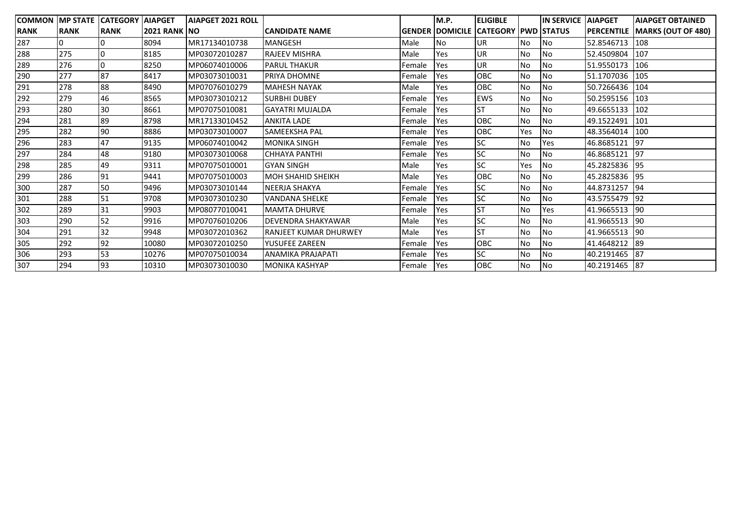| COMMON RANK | MP STATE RANK | CATEGORY RANK | AIAPGET 2021 RANK | AIAPGET 2021 ROLL NO | CANDIDATE NAME | GENDER | M.P. DOMICILE | ELIGIBLE CATEGORY | PWD | IN SERVICE STATUS | AIAPGET PERCENTILE | AIAPGET OBTAINED MARKS (OUT OF 480) |
|---|---|---|---|---|---|---|---|---|---|---|---|---|
| 287 | 0 | 0 | 8094 | MR17134010738 | MANGESH | Male | No | UR | No | No | 52.8546713 | 108 |
| 288 | 275 | 0 | 8185 | MP03072010287 | RAJEEV MISHRA | Male | Yes | UR | No | No | 52.4509804 | 107 |
| 289 | 276 | 0 | 8250 | MP06074010006 | PARUL THAKUR | Female | Yes | UR | No | No | 51.9550173 | 106 |
| 290 | 277 | 87 | 8417 | MP03073010031 | PRIYA DHOMNE | Female | Yes | OBC | No | No | 51.1707036 | 105 |
| 291 | 278 | 88 | 8490 | MP07076010279 | MAHESH NAYAK | Male | Yes | OBC | No | No | 50.7266436 | 104 |
| 292 | 279 | 46 | 8565 | MP03073010212 | SURBHI DUBEY | Female | Yes | EWS | No | No | 50.2595156 | 103 |
| 293 | 280 | 30 | 8661 | MP07075010081 | GAYATRI MUJALDA | Female | Yes | ST | No | No | 49.6655133 | 102 |
| 294 | 281 | 89 | 8798 | MR17133010452 | ANKITA LADE | Female | Yes | OBC | No | No | 49.1522491 | 101 |
| 295 | 282 | 90 | 8886 | MP03073010007 | SAMEEKSHA PAL | Female | Yes | OBC | Yes | No | 48.3564014 | 100 |
| 296 | 283 | 47 | 9135 | MP06074010042 | MONIKA SINGH | Female | Yes | SC | No | Yes | 46.8685121 | 97 |
| 297 | 284 | 48 | 9180 | MP03073010068 | CHHAYA PANTHI | Female | Yes | SC | No | No | 46.8685121 | 97 |
| 298 | 285 | 49 | 9311 | MP07075010001 | GYAN SINGH | Male | Yes | SC | Yes | No | 45.2825836 | 95 |
| 299 | 286 | 91 | 9441 | MP07075010003 | MOH SHAHID SHEIKH | Male | Yes | OBC | No | No | 45.2825836 | 95 |
| 300 | 287 | 50 | 9496 | MP03073010144 | NEERJA SHAKYA | Female | Yes | SC | No | No | 44.8731257 | 94 |
| 301 | 288 | 51 | 9708 | MP03073010230 | VANDANA SHELKE | Female | Yes | SC | No | No | 43.5755479 | 92 |
| 302 | 289 | 31 | 9903 | MP08077010041 | MAMTA DHURVE | Female | Yes | ST | No | Yes | 41.9665513 | 90 |
| 303 | 290 | 52 | 9916 | MP07076010206 | DEVENDRA SHAKYAWAR | Male | Yes | SC | No | No | 41.9665513 | 90 |
| 304 | 291 | 32 | 9948 | MP03072010362 | RANJEET KUMAR DHURWEY | Male | Yes | ST | No | No | 41.9665513 | 90 |
| 305 | 292 | 92 | 10080 | MP03072010250 | YUSUFEE ZAREEN | Female | Yes | OBC | No | No | 41.4648212 | 89 |
| 306 | 293 | 53 | 10276 | MP07075010034 | ANAMIKA PRAJAPATI | Female | Yes | SC | No | No | 40.2191465 | 87 |
| 307 | 294 | 93 | 10310 | MP03073010030 | MONIKA KASHYAP | Female | Yes | OBC | No | No | 40.2191465 | 87 |